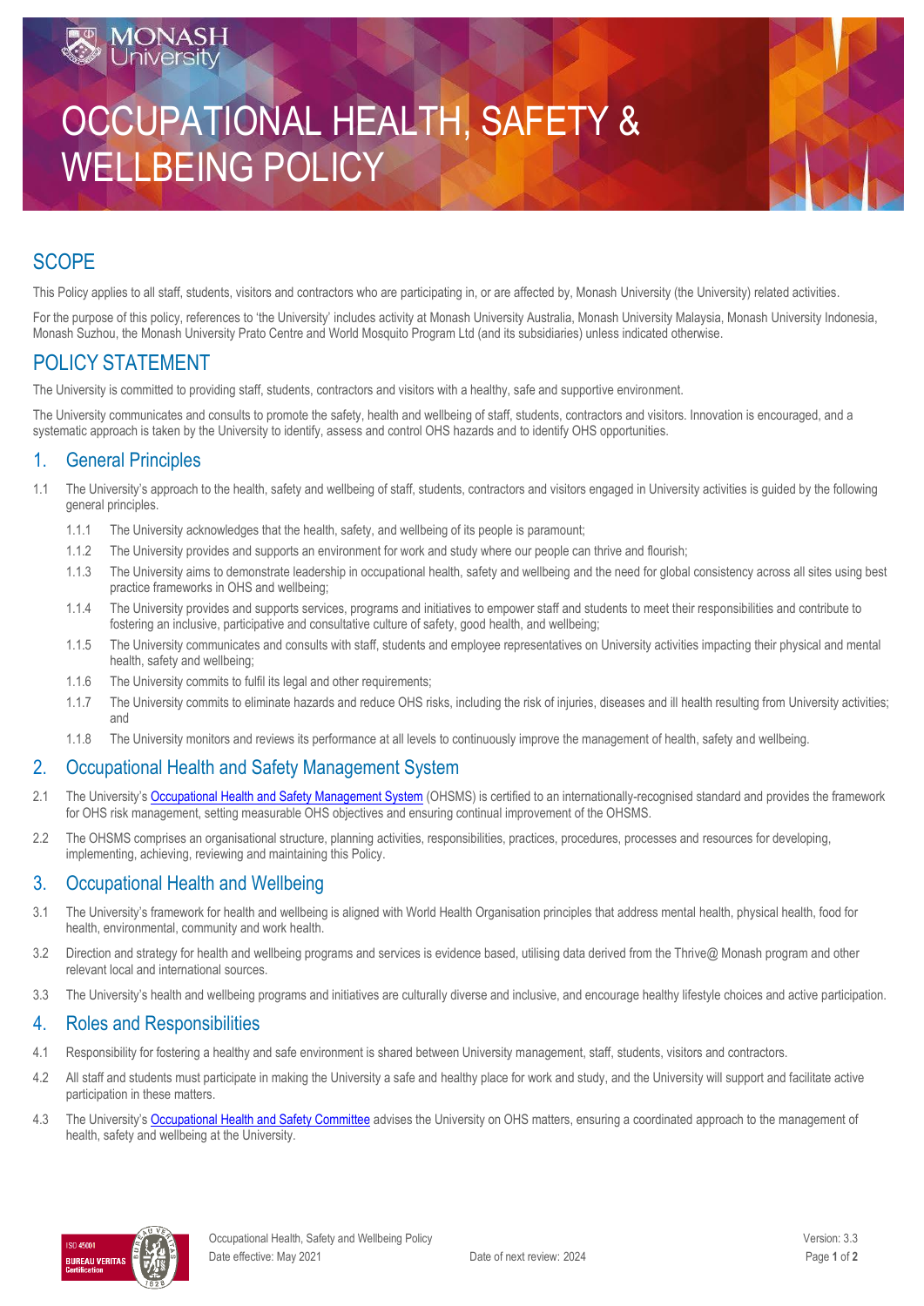# OCCUPATIONAL HEALTH, SAFETY & WELLBEING POLICY

## SCOPE

This Policy applies to all staff, students, visitors and contractors who are participating in, or are affected by, Monash University (the University) related activities.

For the purpose of this policy, references to 'the University' includes activity at Monash University Australia, Monash University Malaysia, Monash University Indonesia, Monash Suzhou, the Monash University Prato Centre and World Mosquito Program Ltd (and its subsidiaries) unless indicated otherwise.

## POLICY STATEMENT

The University is committed to providing staff, students, contractors and visitors with a healthy, safe and supportive environment.

The University communicates and consults to promote the safety, health and wellbeing of staff, students, contractors and visitors. Innovation is encouraged, and a systematic approach is taken by the University to identify, assess and control OHS hazards and to identify OHS opportunities.

### 1. General Principles

1.1 The University's approach to the health, safety and wellbeing of staff, students, contractors and visitors engaged in University activities is guided by the following general principles.

- 1.1.1 The University acknowledges that the health, safety, and wellbeing of its people is paramount;
- 1.1.2 The University provides and supports an environment for work and study where our people can thrive and flourish;
- 1.1.3 The University aims to demonstrate leadership in occupational health, safety and wellbeing and the need for global consistency across all sites using best practice frameworks in OHS and wellbeing;
- 1.1.4 The University provides and supports services, programs and initiatives to empower staff and students to meet their responsibilities and contribute to fostering an inclusive, participative and consultative culture of safety, good health, and wellbeing;
- 1.1.5 The University communicates and consults with staff, students and employee representatives on University activities impacting their physical and mental health, safety and wellbeing;
- 1.1.6 The University commits to fulfil its legal and other requirements;
- 1.1.7 The University commits to eliminate hazards and reduce OHS risks, including the risk of injuries, diseases and ill health resulting from University activities; and
- 1.1.8 The University monitors and reviews its performance at all levels to continuously improve the management of health, safety and wellbeing.

### 2. Occupational Health and Safety Management System

2.1 The University's Occupational Health and Safety Management System (OHSMS) is certified to an internationally-recognised standard and provides the framework for OHS risk management, setting measurable OHS objectives and ensuring continual improvement of the OHSMS.

2.2 The OHSMS comprises an organisational structure, planning activities, responsibilities, practices, procedures, processes and resources for developing, implementing, achieving, reviewing and maintaining this Policy.

### 3. Occupational Health and Wellbeing

3.1 The University's framework for health and wellbeing is aligned with World Health Organisation principles that address mental health, physical health, food for health, environmental, community and work health.

3.2 Direction and strategy for health and wellbeing programs and services is evidence based, utilising data derived from the Thrive@ Monash program and other relevant local and international sources.

3.3 The University's health and wellbeing programs and initiatives are culturally diverse and inclusive, and encourage healthy lifestyle choices and active participation.

### 4. Roles and Responsibilities

4.1 Responsibility for fostering a healthy and safe environment is shared between University management, staff, students, visitors and contractors.

4.2 All staff and students must participate in making the University a safe and healthy place for work and study, and the University will support and facilitate active participation in these matters.

4.3 The University's Occupational Health and Safety Committee advises the University on OHS matters, ensuring a coordinated approach to the management of health, safety and wellbeing at the University.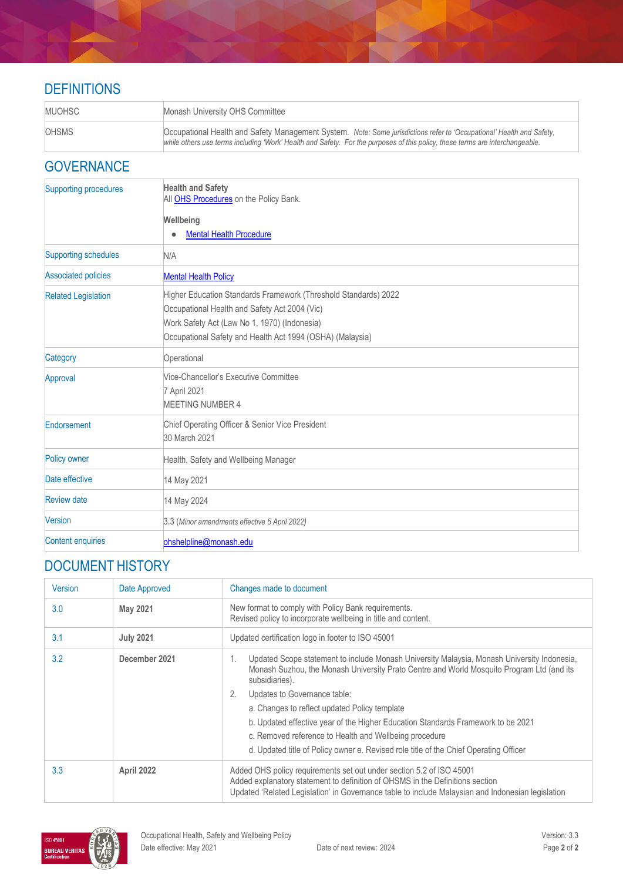## DEFINITIONS

| | |
|---|---|
| MUOHSC | Monash University OHS Committee |
| OHSMS | Occupational Health and Safety Management System. *Note: Some jurisdictions refer to 'Occupational' Health and Safety, while others use terms including 'Work' Health and Safety. For the purposes of this policy, these terms are interchangeable.* |

## GOVERNANCE

| | |
|---|---|
| Supporting procedures | **Health and Safety**<br>All OHS Procedures on the Policy Bank.<br><br>**Wellbeing**<br>• Mental Health Procedure |
| Supporting schedules | N/A |
| Associated policies | Mental Health Policy |
| Related Legislation | Higher Education Standards Framework (Threshold Standards) 2022<br>Occupational Health and Safety Act 2004 (Vic)<br>Work Safety Act (Law No 1, 1970) (Indonesia)<br>Occupational Safety and Health Act 1994 (OSHA) (Malaysia) |
| Category | Operational |
| Approval | Vice-Chancellor's Executive Committee<br>7 April 2021<br>MEETING NUMBER 4 |
| Endorsement | Chief Operating Officer & Senior Vice President<br>30 March 2021 |
| Policy owner | Health, Safety and Wellbeing Manager |
| Date effective | 14 May 2021 |
| Review date | 14 May 2024 |
| Version | 3.3 (*Minor amendments effective 5 April 2022)* |
| Content enquiries | ohshelpline@monash.edu |

## DOCUMENT HISTORY

| Version | Date Approved | Changes made to document |
|---|---|---|
| 3.0 | **May 2021** | New format to comply with Policy Bank requirements.<br>Revised policy to incorporate wellbeing in title and content. |
| 3.1 | **July 2021** | Updated certification logo in footer to ISO 45001 |
| 3.2 | **December 2021** | 1. Updated Scope statement to include Monash University Malaysia, Monash University Indonesia, Monash Suzhou, the Monash University Prato Centre and World Mosquito Program Ltd (and its subsidiaries).<br>2. Updates to Governance table:<br>a. Changes to reflect updated Policy template<br>b. Updated effective year of the Higher Education Standards Framework to be 2021<br>c. Removed reference to Health and Wellbeing procedure<br>d. Updated title of Policy owner e. Revised role title of the Chief Operating Officer |
| 3.3 | **April 2022** | Added OHS policy requirements set out under section 5.2 of ISO 45001<br>Added explanatory statement to definition of OHSMS in the Definitions section<br>Updated 'Related Legislation' in Governance table to include Malaysian and Indonesian legislation |